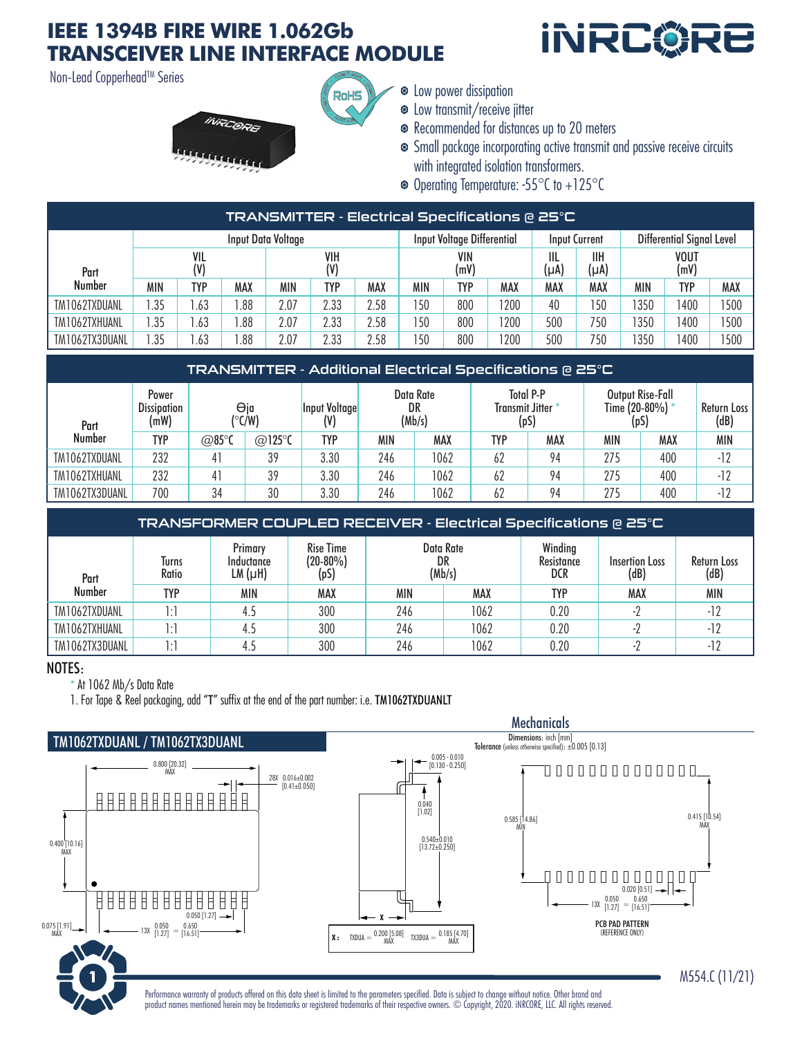# IEEE 1394B FIRE WIRE 1.062Gb TRANSCEIVER LINE INTERFACE MODULE

Non-Lead Copperhead™ Series

- Low power dissipation
- Low transmit/receive jitter
- Recommended for distances up to 20 meters
- Small package incorporating active transmit and passive receive circuits with integrated isolation transformers.
- Operating Temperature: -55°C to +125°C

## TRANSMITTER - Electrical Specifications @ 25°C

| Part Number | Input Data Voltage VIL (V) | | | Input Data Voltage VIH (V) | | | Input Voltage Differential VIN (mV) | | | Input Current IIL (μA) | Input Current IIH (μA) | Differential Signal Level VOUT (mV) | | |
|---|---|---|---|---|---|---|---|---|---|---|---|---|---|---|
| | MIN | TYP | MAX | MIN | TYP | MAX | MIN | TYP | MAX | MAX | MAX | MIN | TYP | MAX |
| TM1062TXDUANL | 1.35 | 1.63 | 1.88 | 2.07 | 2.33 | 2.58 | 150 | 800 | 1200 | 40 | 150 | 1350 | 1400 | 1500 |
| TM1062TXHUANL | 1.35 | 1.63 | 1.88 | 2.07 | 2.33 | 2.58 | 150 | 800 | 1200 | 500 | 750 | 1350 | 1400 | 1500 |
| TM1062TX3DUANL | 1.35 | 1.63 | 1.88 | 2.07 | 2.33 | 2.58 | 150 | 800 | 1200 | 500 | 750 | 1350 | 1400 | 1500 |

## TRANSMITTER - Additional Electrical Specifications @ 25°C

| Part Number | Power Dissipation (mW) | Θja (°C/W) | | Input Voltage (V) | Data Rate DR (Mb/s) | | Total P-P Transmit Jitter * (pS) | | Output Rise-Fall Time (20-80%) * (pS) | | Return Loss (dB) |
|---|---|---|---|---|---|---|---|---|---|---|---|
| | TYP | @85°C | @125°C | TYP | MIN | MAX | TYP | MAX | MIN | MAX | MIN |
| TM1062TXDUANL | 232 | 41 | 39 | 3.30 | 246 | 1062 | 62 | 94 | 275 | 400 | -12 |
| TM1062TXHUANL | 232 | 41 | 39 | 3.30 | 246 | 1062 | 62 | 94 | 275 | 400 | -12 |
| TM1062TX3DUANL | 700 | 34 | 30 | 3.30 | 246 | 1062 | 62 | 94 | 275 | 400 | -12 |

## TRANSFORMER COUPLED RECEIVER - Electrical Specifications @ 25°C

| Part Number | Turns Ratio | Primary Inductance LM (μH) | Rise Time (20-80%) (pS) | Data Rate DR (Mb/s) | | Winding Resistance DCR | Insertion Loss (dB) | Return Loss (dB) |
|---|---|---|---|---|---|---|---|---|
| | TYP | MIN | MAX | MIN | MAX | TYP | MAX | MIN |
| TM1062TXDUANL | 1:1 | 4.5 | 300 | 246 | 1062 | 0.20 | -2 | -12 |
| TM1062TXHUANL | 1:1 | 4.5 | 300 | 246 | 1062 | 0.20 | -2 | -12 |
| TM1062TX3DUANL | 1:1 | 4.5 | 300 | 246 | 1062 | 0.20 | -2 | -12 |

NOTES:

\* At 1062 Mb/s Data Rate

1. For Tape & Reel packaging, add "T" suffix at the end of the part number: i.e. TM1062TXDUANLT

## Mechanicals

### TM1062TXDUANL / TM1062TX3DUANL

Dimensions: inch [mm]
Tolerance (unless otherwise specified): ±0.005 [0.13]

0.800 [20.32] MAX; 28X 0.016±0.002 [0.41±0.050]; 0.400 [10.16] MAX; 0.050 [1.27]; 0.075 [1.91] MAX; 13X 0.050 [1.27] = 0.650 [16.51]

0.005 - 0.010 [0.130 - 0.250]; 0.040 [1.02]; 0.540±0.010 [13.72±0.250]

X: TXDUA = 0.200 [5.08] MAX; TX3DUA = 0.185 [4.70] MAX

0.585 [14.86] MIN; 0.415 [10.54] MAX; 0.020 [0.51]; 13X 0.050 [1.27] = 0.650 [16.51]

PCB PAD PATTERN (REFERENCE ONLY)

M554.C (11/21)

Performance warranty of products offered on this data sheet is limited to the parameters specified. Data is subject to change without notice. Other brand and product names mentioned herein may be trademarks or registered trademarks of their respective owners. © Copyright, 2020. iNRCORE, LLC. All rights reserved.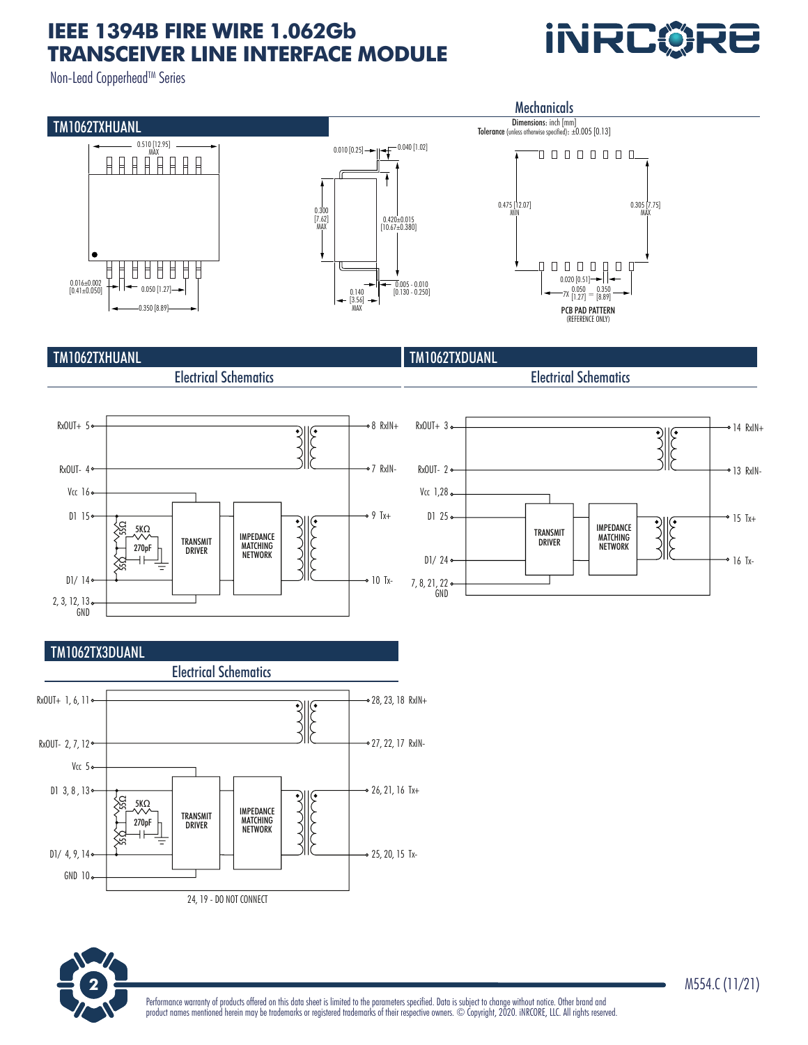# IEEE 1394B FIRE WIRE 1.062Gb TRANSCEIVER LINE INTERFACE MODULE

Non-Lead Copperhead™ Series

## Mechanicals

**Dimensions:** inch [mm]
**Tolerance** (unless otherwise specified): ±0.005 [0.13]

### TM1062TXHUANL

0.510 [12.95] MAX

0.016±0.002 [0.41±0.050]

0.050 [1.27]

0.350 [8.89]

0.010 [0.25]

0.040 [1.02]

0.300 [7.62] MAX

0.420±0.015 [10.67±0.380]

0.140 [3.56] MAX

0.005 - 0.010 [0.130 - 0.250]

0.475 [12.07] MIN

0.305 [7.75] MAX

0.020 [0.51]

7X 0.050 [1.27] = 0.350 [8.89]

PCB PAD PATTERN (REFERENCE ONLY)

## TM1062TXHUANL

### Electrical Schematics

RxOUT+ 5 — 8 RxIN+

RxOUT- 4 — 7 RxIN-

Vcc 16

D1 15 — 9 Tx+

D1/ 14 — 10 Tx-

2, 3, 12, 13 GND

55Ω, 5KΩ, 270pF, 55Ω

TRANSMIT DRIVER

IMPEDANCE MATCHING NETWORK

## TM1062TXDUANL

### Electrical Schematics

RxOUT+ 3 — 14 RxIN+

RxOUT- 2 — 13 RxIN-

Vcc 1,28

D1 25 — 15 Tx+

D1/ 24 — 16 Tx-

7, 8, 21, 22 GND

TRANSMIT DRIVER

IMPEDANCE MATCHING NETWORK

## TM1062TX3DUANL

### Electrical Schematics

RxOUT+ 1, 6, 11 — 28, 23, 18 RxIN+

RxOUT- 2, 7, 12 — 27, 22, 17 RxIN-

Vcc 5

D1 3, 8, 13 — 26, 21, 16 Tx+

D1/ 4, 9, 14 — 25, 20, 15 Tx-

GND 10

55Ω, 5KΩ, 270pF, 55Ω

TRANSMIT DRIVER

IMPEDANCE MATCHING NETWORK

24, 19 - DO NOT CONNECT

M554.C (11/21)

Performance warranty of products offered on this data sheet is limited to the parameters specified. Data is subject to change without notice. Other brand and product names mentioned herein may be trademarks or registered trademarks of their respective owners. © Copyright, 2020. iNRCORE, LLC. All rights reserved.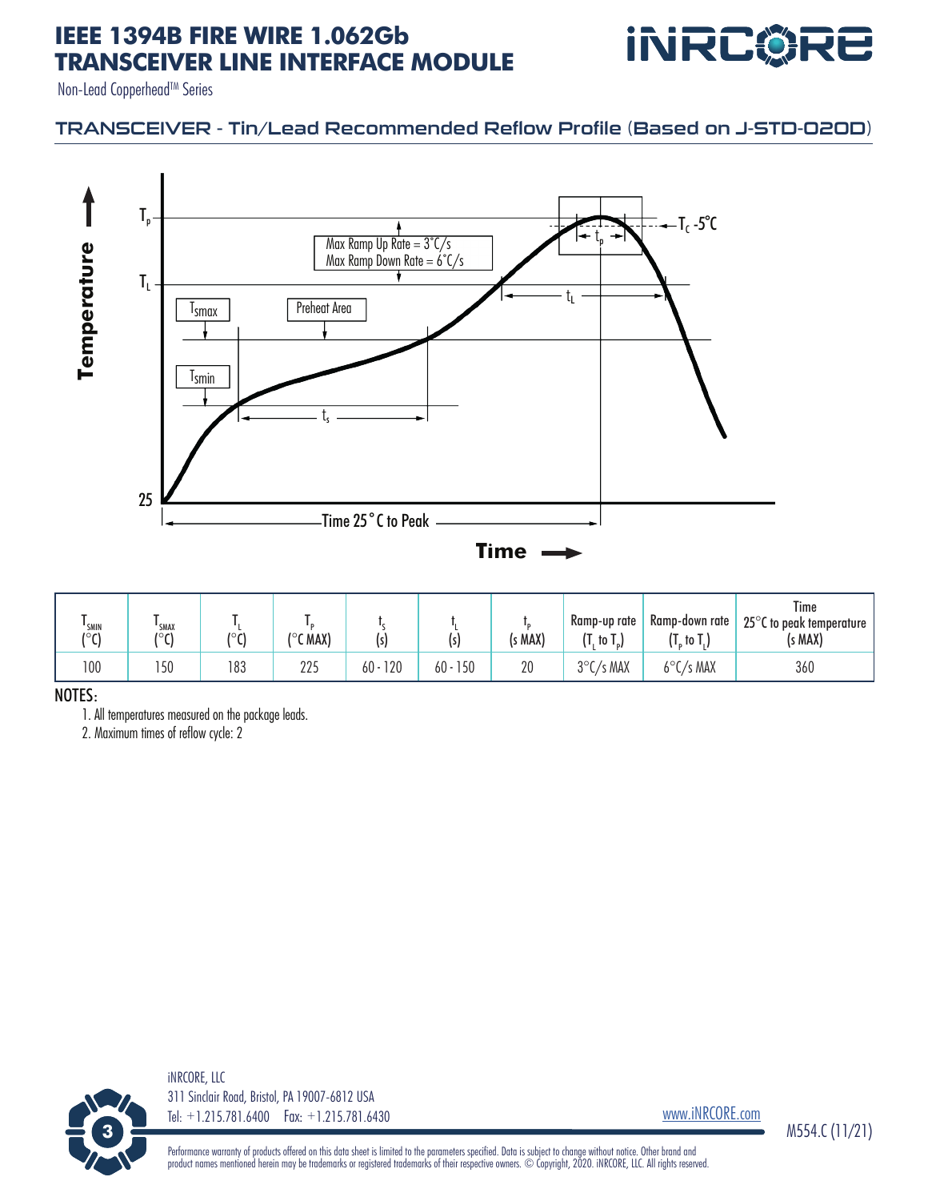# IEEE 1394B FIRE WIRE 1.062Gb TRANSCEIVER LINE INTERFACE MODULE

Non-Lead Copperhead™ Series

## TRANSCEIVER - Tin/Lead Recommended Reflow Profile (Based on J-STD-020D)

Temperature

$T_p$

$T_L$

25

Max Ramp Up Rate = 3°C/s
Max Ramp Down Rate = 6°C/s

$T_C$ -5°C

$t_p$

$t_L$

Tsmax

Preheat Area

Tsmin

$t_s$

Time 25°C to Peak

Time

| $T_{SMIN}$ (°C) | $T_{SMAX}$ (°C) | $T_L$ (°C) | $T_P$ (°C MAX) | $t_S$ (s) | $t_L$ (s) | $t_P$ (s MAX) | Ramp-up rate ($T_L$ to $T_P$) | Ramp-down rate ($T_P$ to $T_L$) | Time 25°C to peak temperature (s MAX) |
|---|---|---|---|---|---|---|---|---|---|
| 100 | 150 | 183 | 225 | 60 - 120 | 60 - 150 | 20 | 3°C/s MAX | 6°C/s MAX | 360 |

NOTES:

1. All temperatures measured on the package leads.
2. Maximum times of reflow cycle: 2

iNRCORE, LLC
311 Sinclair Road, Bristol, PA 19007-6812 USA
Tel: +1.215.781.6400 Fax: +1.215.781.6430

www.iNRCORE.com

M554.C (11/21)

Performance warranty of products offered on this data sheet is limited to the parameters specified. Data is subject to change without notice. Other brand and product names mentioned herein may be trademarks or registered trademarks of their respective owners. © Copyright, 2020. iNRCORE, LLC. All rights reserved.